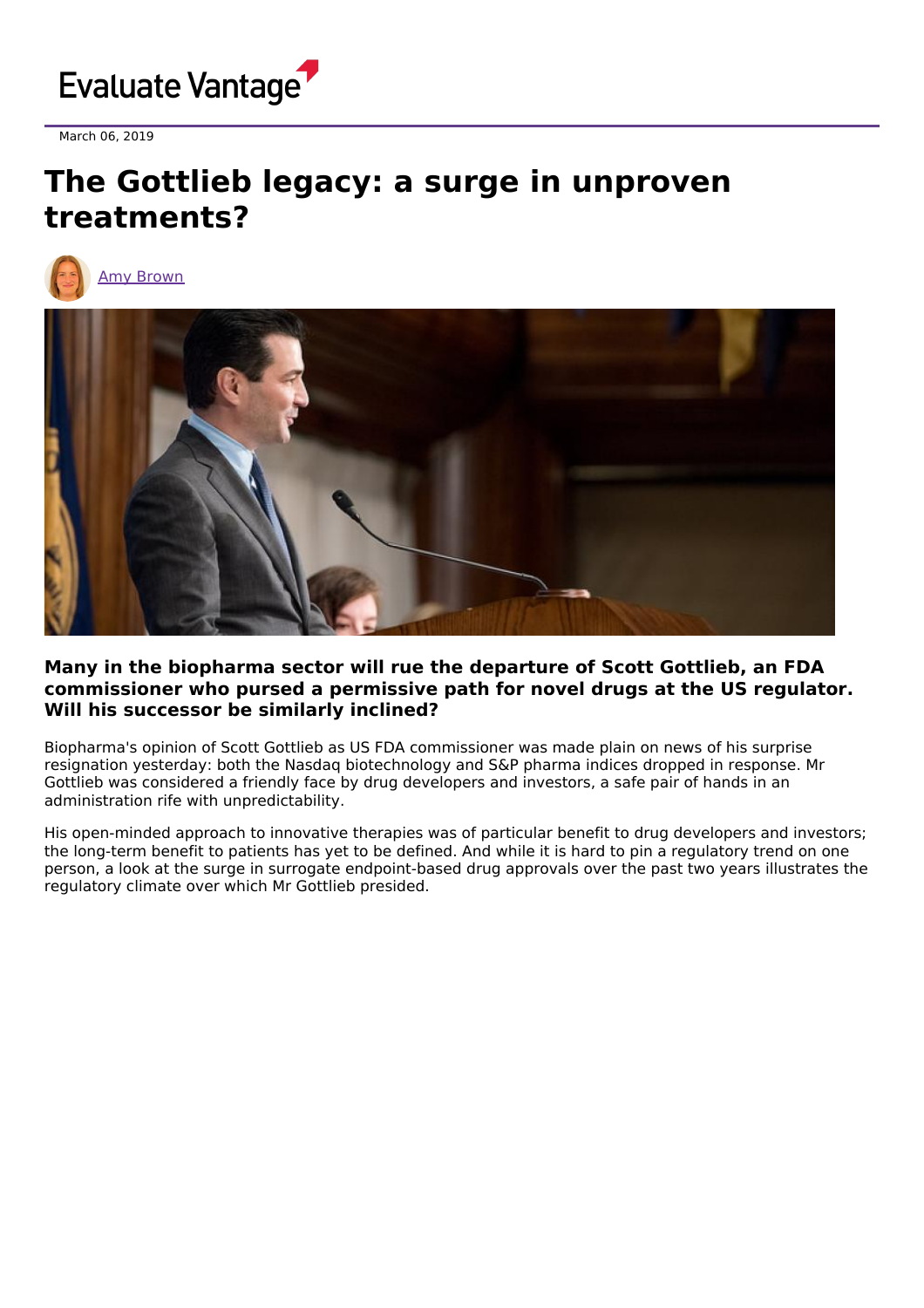March 06, 2019

# The Gottlieb legacy: a surge in unproven treatments?

Amy Brown

**Many in the biopharma sector will rue the departure of Scott Gottlieb, an FDA commissioner who pursed a permissive path for novel drugs at the US regulator. Will his successor be similarly inclined?**

Biopharma's opinion of Scott Gottlieb as US FDA commissioner was made plain on news of his surprise resignation yesterday: both the Nasdaq biotechnology and S&P pharma indices dropped in response. Mr Gottlieb was considered a friendly face by drug developers and investors, a safe pair of hands in an administration rife with unpredictability.

His open-minded approach to innovative therapies was of particular benefit to drug developers and investors; the long-term benefit to patients has yet to be defined. And while it is hard to pin a regulatory trend on one person, a look at the surge in surrogate endpoint-based drug approvals over the past two years illustrates the regulatory climate over which Mr Gottlieb presided.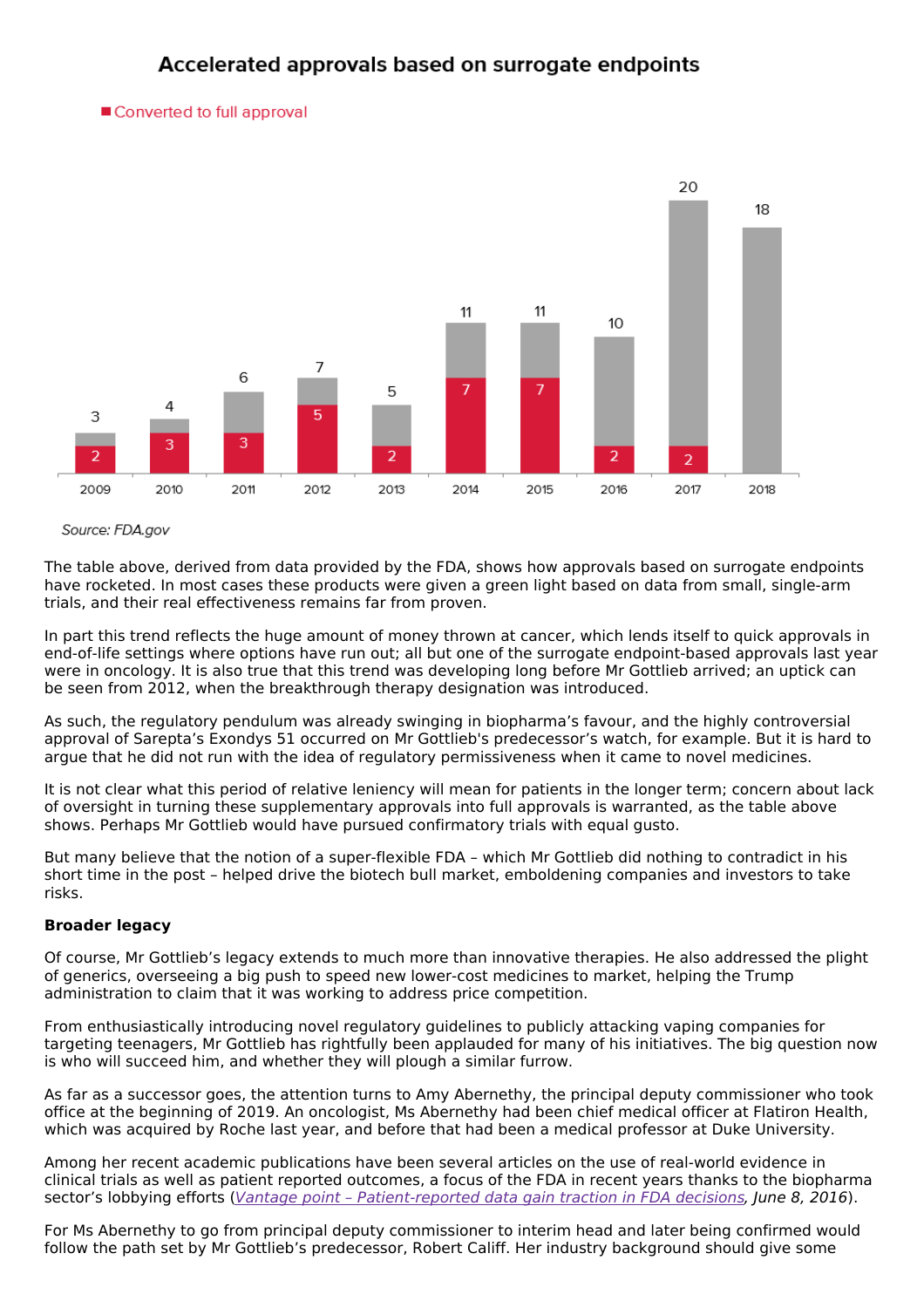## Accelerated approvals based on surrogate endpoints

■ Converted to full approval

| Year | Accelerated approvals | Converted to full approval |
|---|---|---|
| 2009 | 3 | 2 |
| 2010 | 4 | 3 |
| 2011 | 6 | 3 |
| 2012 | 7 | 5 |
| 2013 | 5 | 2 |
| 2014 | 11 | 7 |
| 2015 | 11 | 7 |
| 2016 | 10 | 2 |
| 2017 | 20 | 2 |
| 2018 | 18 | |

*Source: FDA.gov*

The table above, derived from data provided by the FDA, shows how approvals based on surrogate endpoints have rocketed. In most cases these products were given a green light based on data from small, single-arm trials, and their real effectiveness remains far from proven.

In part this trend reflects the huge amount of money thrown at cancer, which lends itself to quick approvals in end-of-life settings where options have run out; all but one of the surrogate endpoint-based approvals last year were in oncology. It is also true that this trend was developing long before Mr Gottlieb arrived; an uptick can be seen from 2012, when the breakthrough therapy designation was introduced.

As such, the regulatory pendulum was already swinging in biopharma's favour, and the highly controversial approval of Sarepta's Exondys 51 occurred on Mr Gottlieb's predecessor's watch, for example. But it is hard to argue that he did not run with the idea of regulatory permissiveness when it came to novel medicines.

It is not clear what this period of relative leniency will mean for patients in the longer term; concern about lack of oversight in turning these supplementary approvals into full approvals is warranted, as the table above shows. Perhaps Mr Gottlieb would have pursued confirmatory trials with equal gusto.

But many believe that the notion of a super-flexible FDA – which Mr Gottlieb did nothing to contradict in his short time in the post – helped drive the biotech bull market, emboldening companies and investors to take risks.

**Broader legacy**

Of course, Mr Gottlieb's legacy extends to much more than innovative therapies. He also addressed the plight of generics, overseeing a big push to speed new lower-cost medicines to market, helping the Trump administration to claim that it was working to address price competition.

From enthusiastically introducing novel regulatory guidelines to publicly attacking vaping companies for targeting teenagers, Mr Gottlieb has rightfully been applauded for many of his initiatives. The big question now is who will succeed him, and whether they will plough a similar furrow.

As far as a successor goes, the attention turns to Amy Abernethy, the principal deputy commissioner who took office at the beginning of 2019. An oncologist, Ms Abernethy had been chief medical officer at Flatiron Health, which was acquired by Roche last year, and before that had been a medical professor at Duke University.

Among her recent academic publications have been several articles on the use of real-world evidence in clinical trials as well as patient reported outcomes, a focus of the FDA in recent years thanks to the biopharma sector's lobbying efforts (*Vantage point – Patient-reported data gain traction in FDA decisions, June 8, 2016*).

For Ms Abernethy to go from principal deputy commissioner to interim head and later being confirmed would follow the path set by Mr Gottlieb's predecessor, Robert Califf. Her industry background should give some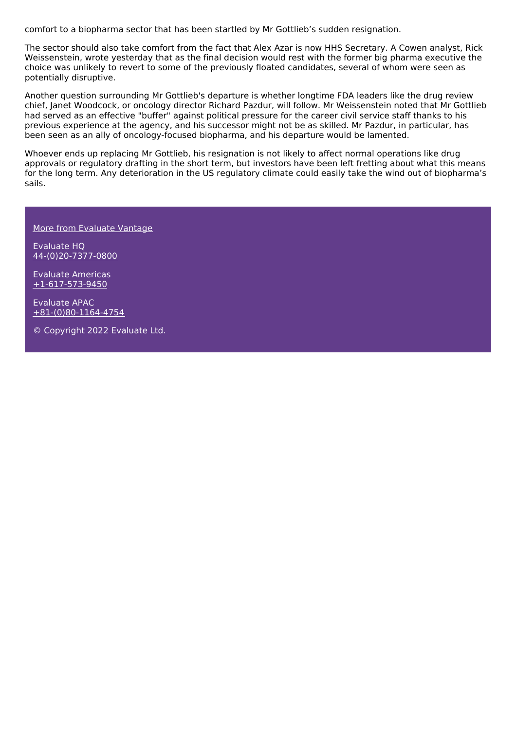comfort to a biopharma sector that has been startled by Mr Gottlieb's sudden resignation.

The sector should also take comfort from the fact that Alex Azar is now HHS Secretary. A Cowen analyst, Rick Weissenstein, wrote yesterday that as the final decision would rest with the former big pharma executive the choice was unlikely to revert to some of the previously floated candidates, several of whom were seen as potentially disruptive.

Another question surrounding Mr Gottlieb's departure is whether longtime FDA leaders like the drug review chief, Janet Woodcock, or oncology director Richard Pazdur, will follow. Mr Weissenstein noted that Mr Gottlieb had served as an effective "buffer" against political pressure for the career civil service staff thanks to his previous experience at the agency, and his successor might not be as skilled. Mr Pazdur, in particular, has been seen as an ally of oncology-focused biopharma, and his departure would be lamented.

Whoever ends up replacing Mr Gottlieb, his resignation is not likely to affect normal operations like drug approvals or regulatory drafting in the short term, but investors have been left fretting about what this means for the long term. Any deterioration in the US regulatory climate could easily take the wind out of biopharma's sails.

More from Evaluate Vantage

Evaluate HQ
44-(0)20-7377-0800

Evaluate Americas
+1-617-573-9450

Evaluate APAC
+81-(0)80-1164-4754

© Copyright 2022 Evaluate Ltd.